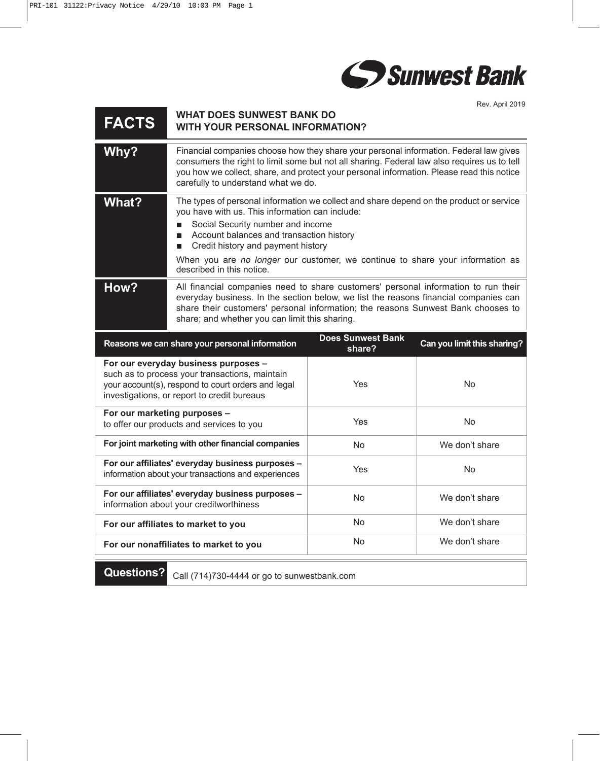**Sunwest Bank**

Rev. April 2019

# FACTS — WHAT DOES SUNWEST BANK DO WITH YOUR PERSONAL INFORMATION?

| | |
|---|---|
| **Why?** | Financial companies choose how they share your personal information. Federal law gives consumers the right to limit some but not all sharing. Federal law also requires us to tell you how we collect, share, and protect your personal information. Please read this notice carefully to understand what we do. |
| **What?** | The types of personal information we collect and share depend on the product or service you have with us. This information can include:<br>■ Social Security number and income<br>■ Account balances and transaction history<br>■ Credit history and payment history<br><br>When you are *no longer* our customer, we continue to share your information as described in this notice. |
| **How?** | All financial companies need to share customers' personal information to run their everyday business. In the section below, we list the reasons financial companies can share their customers' personal information; the reasons Sunwest Bank chooses to share; and whether you can limit this sharing. |

| Reasons we can share your personal information | Does Sunwest Bank share? | Can you limit this sharing? |
|---|---|---|
| **For our everyday business purposes –** such as to process your transactions, maintain your account(s), respond to court orders and legal investigations, or report to credit bureaus | Yes | No |
| **For our marketing purposes –** to offer our products and services to you | Yes | No |
| **For joint marketing with other financial companies** | No | We don't share |
| **For our affiliates' everyday business purposes –** information about your transactions and experiences | Yes | No |
| **For our affiliates' everyday business purposes –** information about your creditworthiness | No | We don't share |
| **For our affiliates to market to you** | No | We don't share |
| **For our nonaffiliates to market to you** | No | We don't share |

| | |
|---|---|
| **Questions?** | Call (714)730-4444 or go to sunwestbank.com |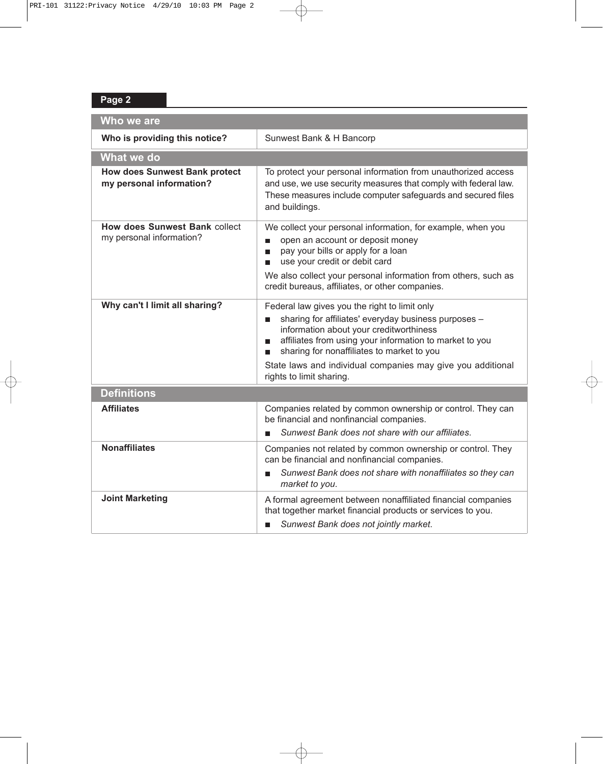**Page 2**

| | |
|---|---|
| **Who we are** | |
| **Who is providing this notice?** | Sunwest Bank & H Bancorp |
| **What we do** | |
| **How does Sunwest Bank protect my personal information?** | To protect your personal information from unauthorized access and use, we use security measures that comply with federal law. These measures include computer safeguards and secured files and buildings. |
| **How does Sunwest Bank** collect my personal information? | We collect your personal information, for example, when you<br>■ open an account or deposit money<br>■ pay your bills or apply for a loan<br>■ use your credit or debit card<br>We also collect your personal information from others, such as credit bureaus, affiliates, or other companies. |
| **Why can't I limit all sharing?** | Federal law gives you the right to limit only<br>■ sharing for affiliates' everyday business purposes – information about your creditworthiness<br>■ affiliates from using your information to market to you<br>■ sharing for nonaffiliates to market to you<br>State laws and individual companies may give you additional rights to limit sharing. |
| **Definitions** | |
| **Affiliates** | Companies related by common ownership or control. They can be financial and nonfinancial companies.<br>■ *Sunwest Bank does not share with our affiliates.* |
| **Nonaffiliates** | Companies not related by common ownership or control. They can be financial and nonfinancial companies.<br>■ *Sunwest Bank does not share with nonaffiliates so they can market to you.* |
| **Joint Marketing** | A formal agreement between nonaffiliated financial companies that together market financial products or services to you.<br>■ *Sunwest Bank does not jointly market.* |